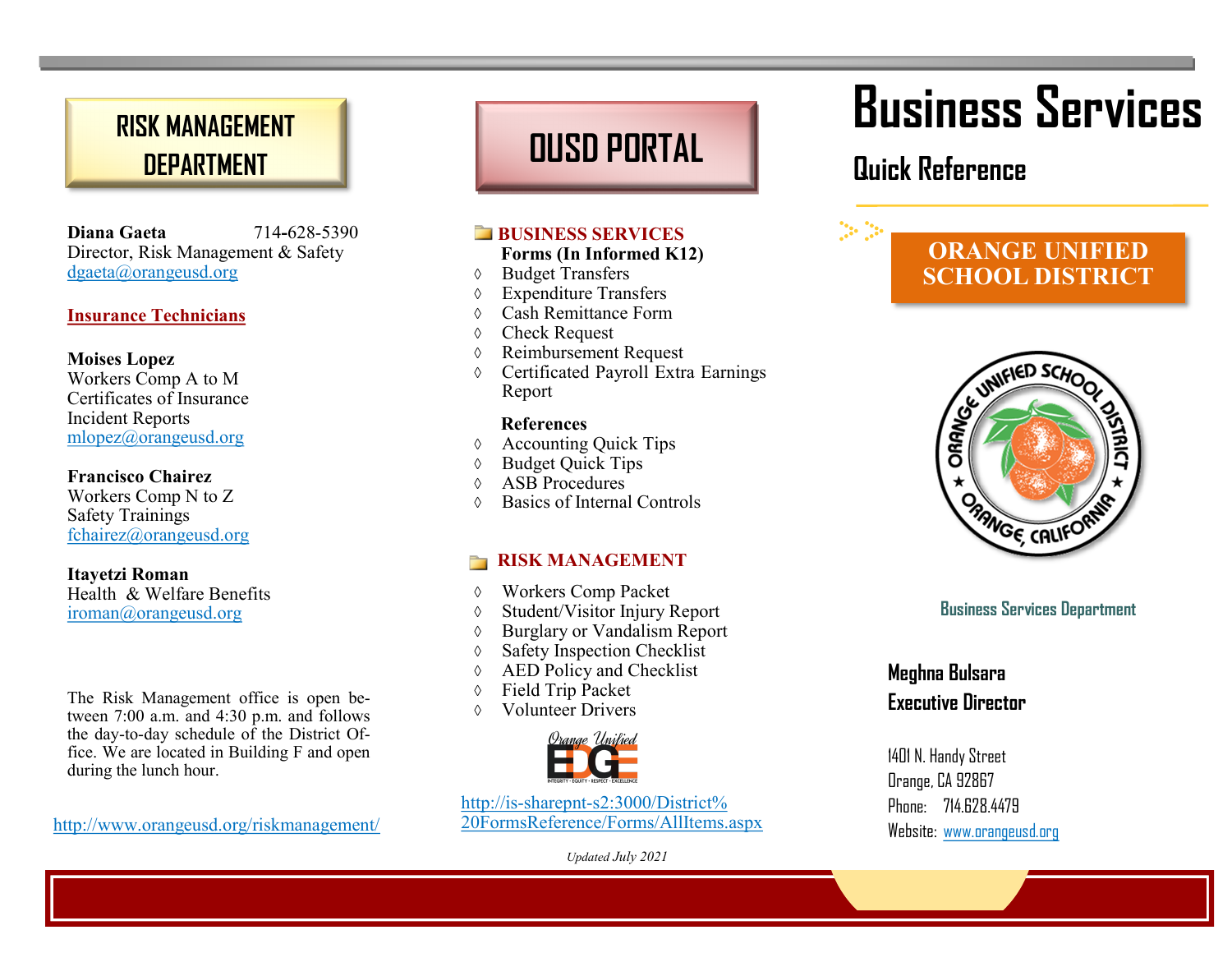## RISK MANAGEMENT DEPARTMENT

**Diana Gaeta** 714-628-5390
Director, Risk Management & Safety
dgaeta@orangeusd.org

**Insurance Technicians**

**Moises Lopez**
Workers Comp A to M
Certificates of Insurance
Incident Reports
mlopez@orangeusd.org

**Francisco Chairez**
Workers Comp N to Z
Safety Trainings
fchairez@orangeusd.org

**Itayetzi Roman**
Health & Welfare Benefits
iroman@orangeusd.org

The Risk Management office is open between 7:00 a.m. and 4:30 p.m. and follows the day-to-day schedule of the District Office. We are located in Building F and open during the lunch hour.

http://www.orangeusd.org/riskmanagement/

## OUSD PORTAL

### BUSINESS SERVICES

**Forms (In Informed K12)**

- Budget Transfers
- Expenditure Transfers
- Cash Remittance Form
- Check Request
- Reimbursement Request
- Certificated Payroll Extra Earnings Report

**References**

- Accounting Quick Tips
- Budget Quick Tips
- ASB Procedures
- Basics of Internal Controls

### RISK MANAGEMENT

- Workers Comp Packet
- Student/Visitor Injury Report
- Burglary or Vandalism Report
- Safety Inspection Checklist
- AED Policy and Checklist
- Field Trip Packet
- Volunteer Drivers

Orange Unified EDGE
INTEGRITY • EQUITY • RESPECT • EXCELLENCE

http://is-sharepnt-s2:3000/District%20FormsReference/Forms/AllItems.aspx

*Updated July 2021*

# Business Services

## Quick Reference

**ORANGE UNIFIED SCHOOL DISTRICT**

ORANGE UNIFIED SCHOOL DISTRICT ★ ORANGE, CALIFORNIA ★

**Business Services Department**

**Meghna Bulsara**
**Executive Director**

1401 N. Handy Street
Orange, CA 92867
Phone: 714.628.4479
Website: www.orangeusd.org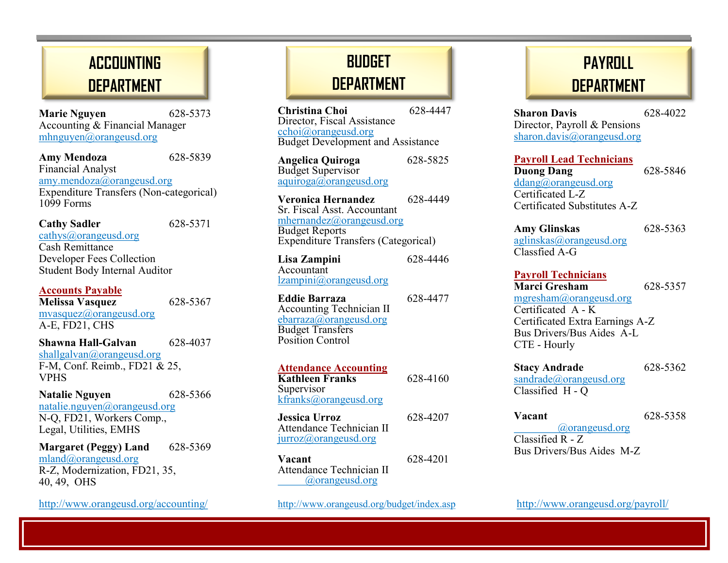# ACCOUNTING DEPARTMENT

**Marie Nguyen** 628-5373
Accounting & Financial Manager
mhnguyen@orangeusd.org

**Amy Mendoza** 628-5839
Financial Analyst
amy.mendoza@orangeusd.org
Expenditure Transfers (Non-categorical)
1099 Forms

**Cathy Sadler** 628-5371
cathys@orangeusd.org
Cash Remittance
Developer Fees Collection
Student Body Internal Auditor

## Accounts Payable

**Melissa Vasquez** 628-5367
mvasquez@orangeusd.org
A-E, FD21, CHS

**Shawna Hall-Galvan** 628-4037
shallgalvan@orangeusd.org
F-M, Conf. Reimb., FD21 & 25, VPHS

**Natalie Nguyen** 628-5366
natalie.nguyen@orangeusd.org
N-Q, FD21, Workers Comp., Legal, Utilities, EMHS

**Margaret (Peggy) Land** 628-5369
mland@orangeusd.org
R-Z, Modernization, FD21, 35, 40, 49, OHS

http://www.orangeusd.org/accounting/

# BUDGET DEPARTMENT

**Christina Choi** 628-4447
Director, Fiscal Assistance
cchoi@orangeusd.org
Budget Development and Assistance

**Angelica Quiroga** 628-5825
Budget Supervisor
aquiroga@orangeusd.org

**Veronica Hernandez** 628-4449
Sr. Fiscal Asst. Accountant
mhernandez@orangeusd.org
Budget Reports
Expenditure Transfers (Categorical)

**Lisa Zampini** 628-4446
Accountant
lzampini@orangeusd.org

**Eddie Barraza** 628-4477
Accounting Technician II
ebarraza@orangeusd.org
Budget Transfers
Position Control

## Attendance Accounting

**Kathleen Franks** 628-4160
Supervisor
kfranks@orangeusd.org

**Jessica Urroz** 628-4207
Attendance Technician II
jurroz@orangeusd.org

**Vacant** 628-4201
Attendance Technician II
@orangeusd.org

http://www.orangeusd.org/budget/index.asp

# PAYROLL DEPARTMENT

**Sharon Davis** 628-4022
Director, Payroll & Pensions
sharon.davis@orangeusd.org

## Payroll Lead Technicians

**Duong Dang** 628-5846
ddang@orangeusd.org
Certificated L-Z
Certificated Substitutes A-Z

**Amy Glinskas** 628-5363
aglinskas@orangeusd.org
Classfied A-G

## Payroll Technicians

**Marci Gresham** 628-5357
mgresham@orangeusd.org
Certificated A - K
Certificated Extra Earnings A-Z
Bus Drivers/Bus Aides A-L
CTE - Hourly

**Stacy Andrade** 628-5362
sandrade@orangeusd.org
Classified H - Q

**Vacant** 628-5358
@orangeusd.org
Classified R - Z
Bus Drivers/Bus Aides M-Z

http://www.orangeusd.org/payroll/